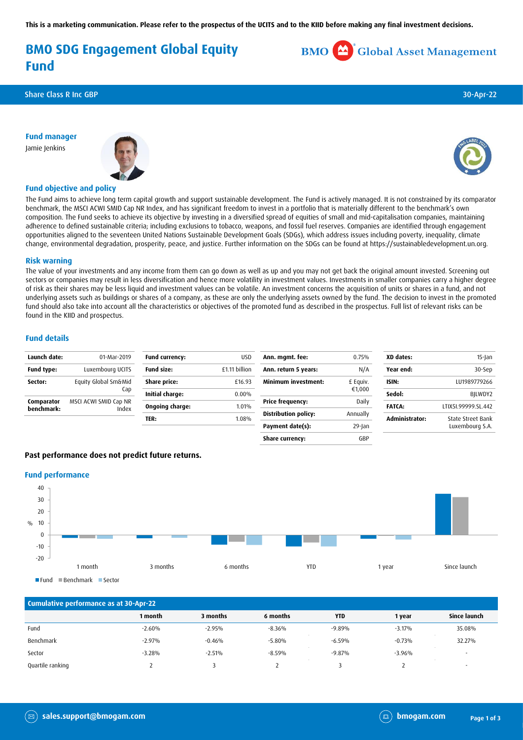This is a marketing communication. Please refer to the prospectus of the UCITS and to the KIID before making any final investment decisions.

# BMO SDG Engagement Global Equity Fund

BMO Global Asset Management

Share Class R Inc GBP | 30-Apr-22

## Fund manager

Jamie Jenkins

## Fund objective and policy

The Fund aims to achieve long term capital growth and support sustainable development. The Fund is actively managed. It is not constrained by its comparator benchmark, the MSCI ACWI SMID Cap NR Index, and has significant freedom to invest in a portfolio that is materially different to the benchmark's own composition. The Fund seeks to achieve its objective by investing in a diversified spread of equities of small and mid-capitalisation companies, maintaining adherence to defined sustainable criteria; including exclusions to tobacco, weapons, and fossil fuel reserves. Companies are identified through engagement opportunities aligned to the seventeen United Nations Sustainable Development Goals (SDGs), which address issues including poverty, inequality, climate change, environmental degradation, prosperity, peace, and justice. Further information on the SDGs can be found at https://sustainabledevelopment.un.org.

## Risk warning

The value of your investments and any income from them can go down as well as up and you may not get back the original amount invested. Screening out sectors or companies may result in less diversification and hence more volatility in investment values. Investments in smaller companies carry a higher degree of risk as their shares may be less liquid and investment values can be volatile. An investment concerns the acquisition of units or shares in a fund, and not underlying assets such as buildings or shares of a company, as these are only the underlying assets owned by the fund. The decision to invest in the promoted fund should also take into account all the characteristics or objectives of the promoted fund as described in the prospectus. Full list of relevant risks can be found in the KIID and prospectus.

## Fund details

| | |
|---|---|
| **Launch date:** | 01-Mar-2019 |
| **Fund type:** | Luxembourg UCITS |
| **Sector:** | Equity Global Sm&Mid Cap |
| **Comparator benchmark:** | MSCI ACWI SMID Cap NR Index |
| **Fund currency:** | USD |
| **Fund size:** | £1.11 billion |
| **Share price:** | £16.93 |
| **Initial charge:** | 0.00% |
| **Ongoing charge:** | 1.01% |
| **TER:** | 1.08% |
| **Ann. mgmt. fee:** | 0.75% |
| **Ann. return 5 years:** | N/A |
| **Minimum investment:** | £ Equiv. €1,000 |
| **Price frequency:** | Daily |
| **Distribution policy:** | Annually |
| **Payment date(s):** | 29-Jan |
| **Share currency:** | GBP |
| **XD dates:** | 15-Jan |
| **Year end:** | 30-Sep |
| **ISIN:** | LU1989779266 |
| **Sedol:** | BJLWDY2 |
| **FATCA:** | LTIX5I.99999.SL.442 |
| **Administrator:** | State Street Bank Luxembourg S.A. |

**Past performance does not predict future returns.**

## Fund performance

Fund | Benchmark | Sector

### Cumulative performance as at 30-Apr-22

| | 1 month | 3 months | 6 months | YTD | 1 year | Since launch |
|---|---|---|---|---|---|---|
| Fund | -2.60% | -2.95% | -8.36% | -9.89% | -3.17% | 35.08% |
| Benchmark | -2.97% | -0.46% | -5.80% | -6.59% | -0.73% | 32.27% |
| Sector | -3.28% | -2.51% | -8.59% | -9.87% | -3.96% | - |
| Quartile ranking | 2 | 3 | 2 | 3 | 2 | - |

sales.support@bmogam.com | bmogam.com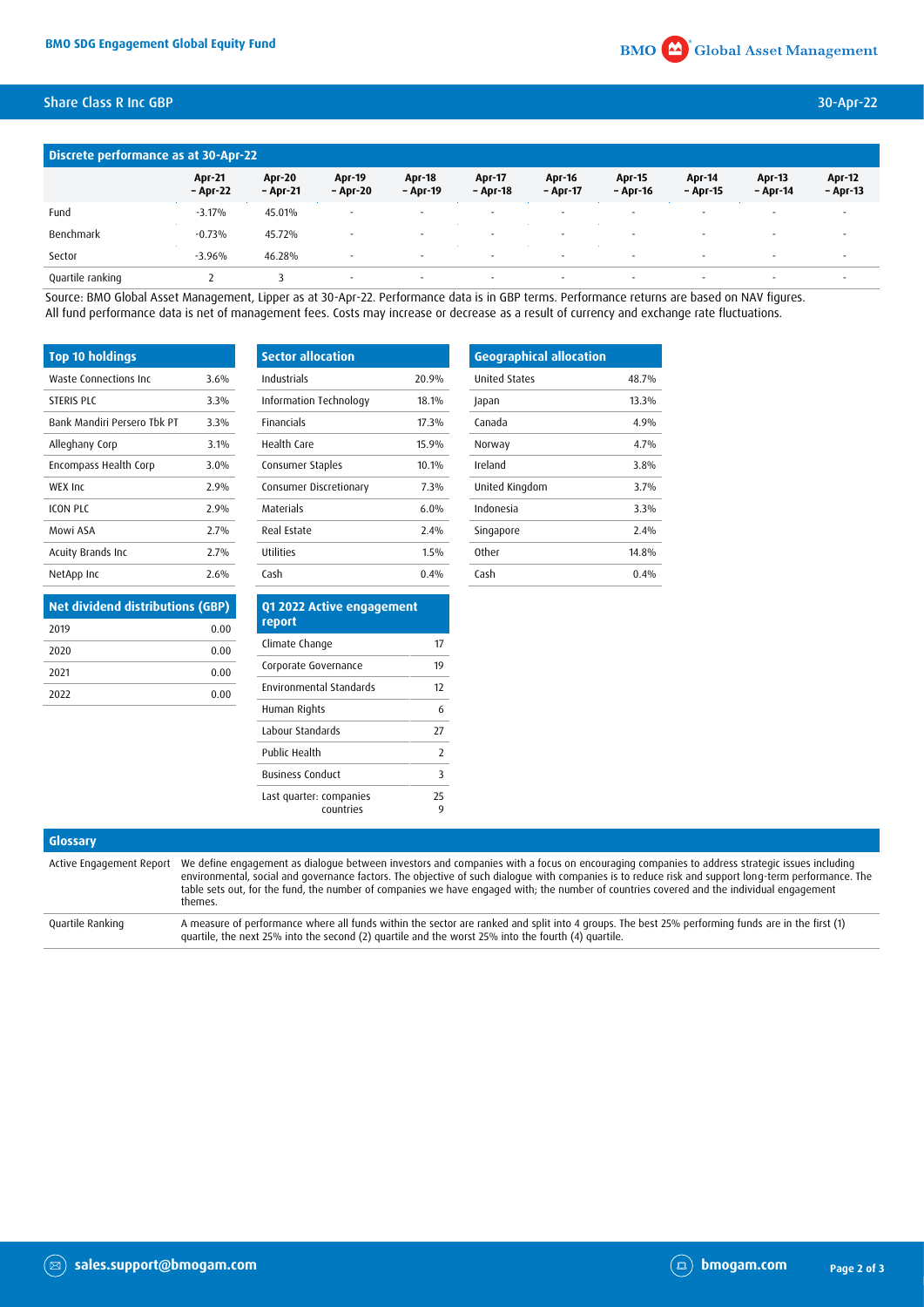## Discrete performance as at 30-Apr-22

| | Apr-21 – Apr-22 | Apr-20 – Apr-21 | Apr-19 – Apr-20 | Apr-18 – Apr-19 | Apr-17 – Apr-18 | Apr-16 – Apr-17 | Apr-15 – Apr-16 | Apr-14 – Apr-15 | Apr-13 – Apr-14 | Apr-12 – Apr-13 |
|---|---|---|---|---|---|---|---|---|---|---|
| Fund | -3.17% | 45.01% | - | - | - | - | - | - | - | - |
| Benchmark | -0.73% | 45.72% | - | - | - | - | - | - | - | - |
| Sector | -3.96% | 46.28% | - | - | - | - | - | - | - | - |
| Quartile ranking | 2 | 3 | - | - | - | - | - | - | - | - |

Source: BMO Global Asset Management, Lipper as at 30-Apr-22. Performance data is in GBP terms. Performance returns are based on NAV figures. All fund performance data is net of management fees. Costs may increase or decrease as a result of currency and exchange rate fluctuations.

| Top 10 holdings | |
|---|---|
| Waste Connections Inc | 3.6% |
| STERIS PLC | 3.3% |
| Bank Mandiri Persero Tbk PT | 3.3% |
| Alleghany Corp | 3.1% |
| Encompass Health Corp | 3.0% |
| WEX Inc | 2.9% |
| ICON PLC | 2.9% |
| Mowi ASA | 2.7% |
| Acuity Brands Inc | 2.7% |
| NetApp Inc | 2.6% |

| Sector allocation | |
|---|---|
| Industrials | 20.9% |
| Information Technology | 18.1% |
| Financials | 17.3% |
| Health Care | 15.9% |
| Consumer Staples | 10.1% |
| Consumer Discretionary | 7.3% |
| Materials | 6.0% |
| Real Estate | 2.4% |
| Utilities | 1.5% |
| Cash | 0.4% |

| Geographical allocation | |
|---|---|
| United States | 48.7% |
| Japan | 13.3% |
| Canada | 4.9% |
| Norway | 4.7% |
| Ireland | 3.8% |
| United Kingdom | 3.7% |
| Indonesia | 3.3% |
| Singapore | 2.4% |
| Other | 14.8% |
| Cash | 0.4% |

| Net dividend distributions (GBP) | |
|---|---|
| 2019 | 0.00 |
| 2020 | 0.00 |
| 2021 | 0.00 |
| 2022 | 0.00 |

| Q1 2022 Active engagement report | |
|---|---|
| Climate Change | 17 |
| Corporate Governance | 19 |
| Environmental Standards | 12 |
| Human Rights | 6 |
| Labour Standards | 27 |
| Public Health | 2 |
| Business Conduct | 3 |
| Last quarter: companies | 25 |
| countries | 9 |

## Glossary

| | |
|---|---|
| Active Engagement Report | We define engagement as dialogue between investors and companies with a focus on encouraging companies to address strategic issues including environmental, social and governance factors. The objective of such dialogue with companies is to reduce risk and support long-term performance. The table sets out, for the fund, the number of companies we have engaged with; the number of countries covered and the individual engagement themes. |
| Quartile Ranking | A measure of performance where all funds within the sector are ranked and split into 4 groups. The best 25% performing funds are in the first (1) quartile, the next 25% into the second (2) quartile and the worst 25% into the fourth (4) quartile. |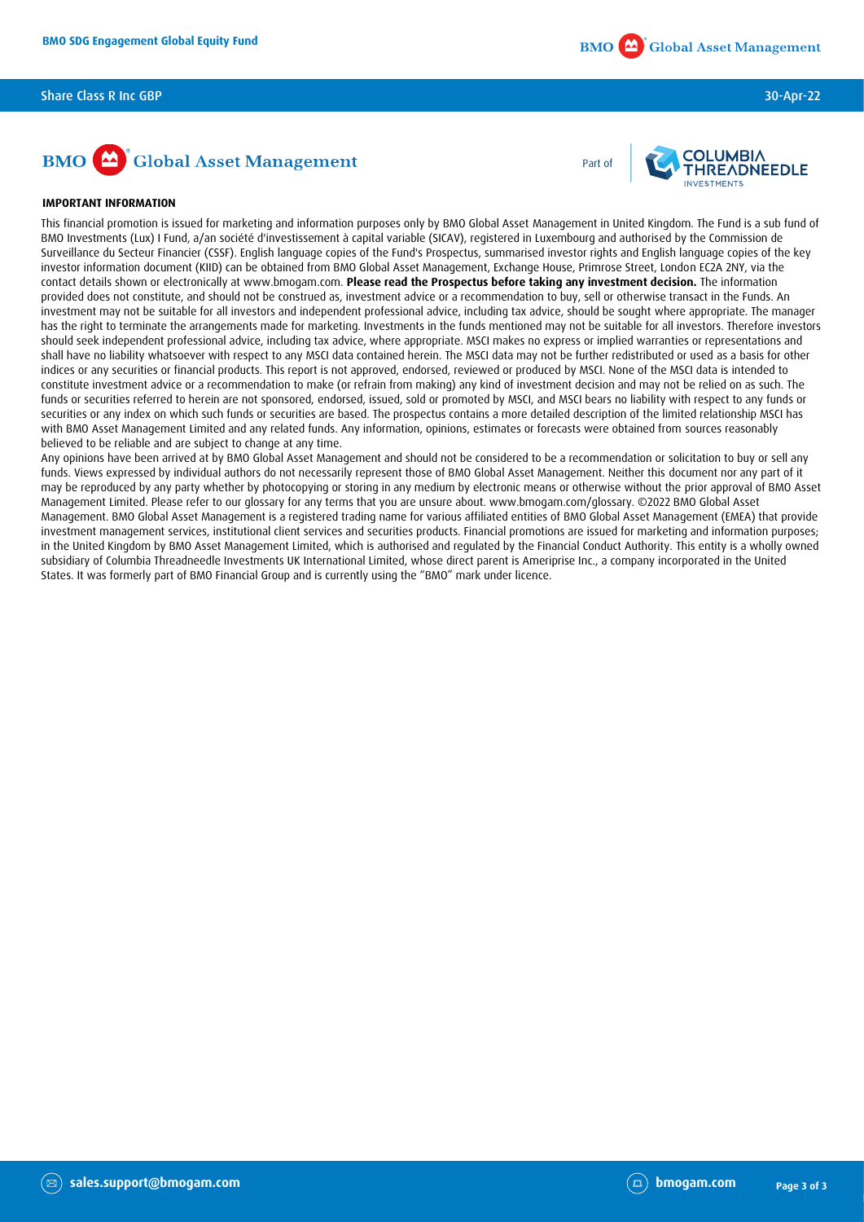## IMPORTANT INFORMATION

This financial promotion is issued for marketing and information purposes only by BMO Global Asset Management in United Kingdom. The Fund is a sub fund of BMO Investments (Lux) I Fund, a/an société d'investissement à capital variable (SICAV), registered in Luxembourg and authorised by the Commission de Surveillance du Secteur Financier (CSSF). English language copies of the Fund's Prospectus, summarised investor rights and English language copies of the key investor information document (KIID) can be obtained from BMO Global Asset Management, Exchange House, Primrose Street, London EC2A 2NY, via the contact details shown or electronically at www.bmogam.com. **Please read the Prospectus before taking any investment decision.** The information provided does not constitute, and should not be construed as, investment advice or a recommendation to buy, sell or otherwise transact in the Funds. An investment may not be suitable for all investors and independent professional advice, including tax advice, should be sought where appropriate. The manager has the right to terminate the arrangements made for marketing. Investments in the funds mentioned may not be suitable for all investors. Therefore investors should seek independent professional advice, including tax advice, where appropriate. MSCI makes no express or implied warranties or representations and shall have no liability whatsoever with respect to any MSCI data contained herein. The MSCI data may not be further redistributed or used as a basis for other indices or any securities or financial products. This report is not approved, endorsed, reviewed or produced by MSCI. None of the MSCI data is intended to constitute investment advice or a recommendation to make (or refrain from making) any kind of investment decision and may not be relied on as such. The funds or securities referred to herein are not sponsored, endorsed, issued, sold or promoted by MSCI, and MSCI bears no liability with respect to any funds or securities or any index on which such funds or securities are based. The prospectus contains a more detailed description of the limited relationship MSCI has with BMO Asset Management Limited and any related funds. Any information, opinions, estimates or forecasts were obtained from sources reasonably believed to be reliable and are subject to change at any time.

Any opinions have been arrived at by BMO Global Asset Management and should not be considered to be a recommendation or solicitation to buy or sell any funds. Views expressed by individual authors do not necessarily represent those of BMO Global Asset Management. Neither this document nor any part of it may be reproduced by any party whether by photocopying or storing in any medium by electronic means or otherwise without the prior approval of BMO Asset Management Limited. Please refer to our glossary for any terms that you are unsure about. www.bmogam.com/glossary. ©2022 BMO Global Asset Management. BMO Global Asset Management is a registered trading name for various affiliated entities of BMO Global Asset Management (EMEA) that provide investment management services, institutional client services and securities products. Financial promotions are issued for marketing and information purposes; in the United Kingdom by BMO Asset Management Limited, which is authorised and regulated by the Financial Conduct Authority. This entity is a wholly owned subsidiary of Columbia Threadneedle Investments UK International Limited, whose direct parent is Ameriprise Inc., a company incorporated in the United States. It was formerly part of BMO Financial Group and is currently using the "BMO" mark under licence.